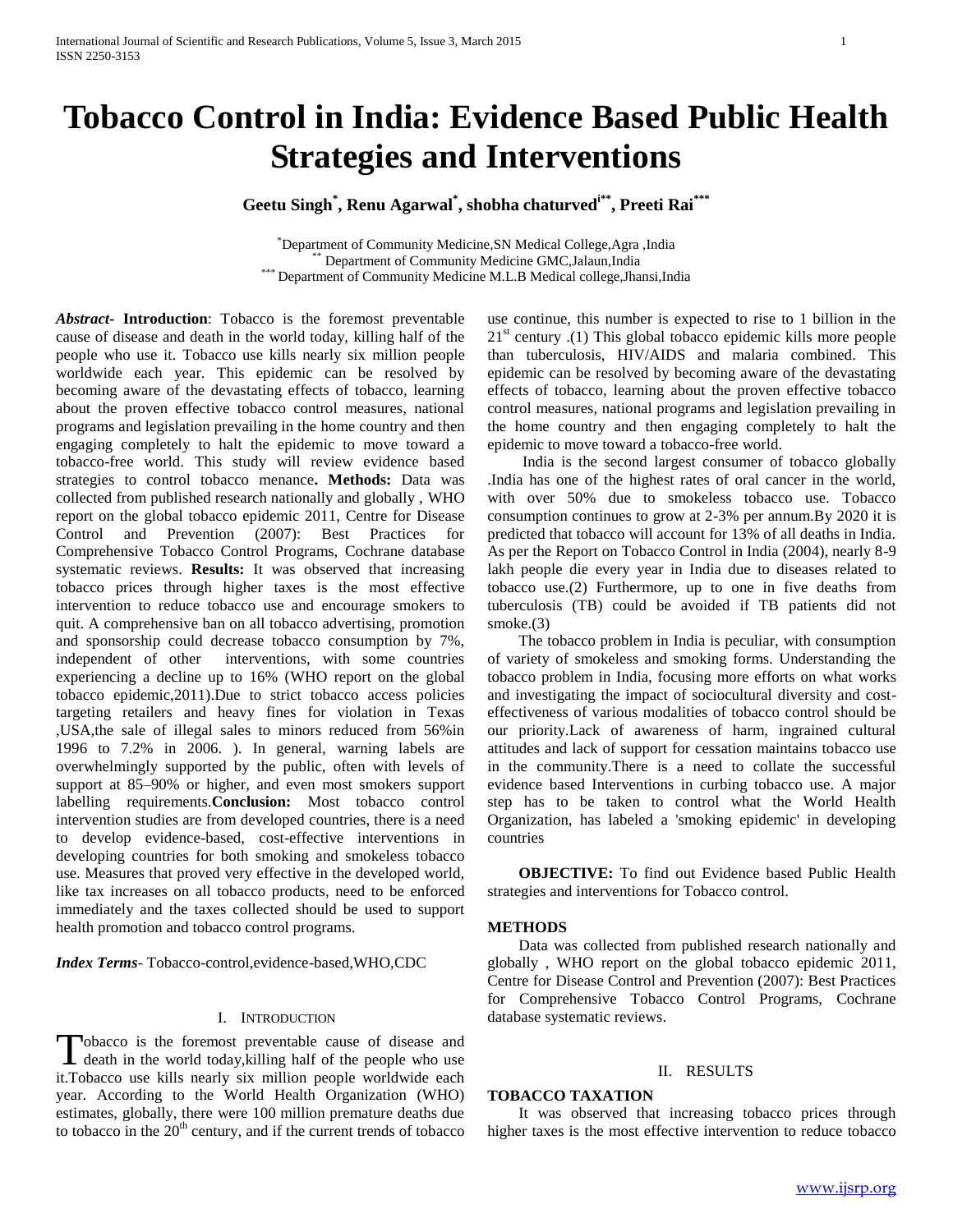# Tobacco Control in India: Evidence Based Public Health Strategies and Interventions

**Geetu Singh[*], Renu Agarwal[*], shobha chaturvedi[**], Preeti Rai[***]**

[*] Department of Community Medicine,SN Medical College,Agra ,India
[**] Department of Community Medicine GMC,Jalaun,India
[***] Department of Community Medicine M.L.B Medical college,Jhansi,India

***Abstract***- **Introduction**: Tobacco is the foremost preventable cause of disease and death in the world today, killing half of the people who use it. Tobacco use kills nearly six million people worldwide each year. This epidemic can be resolved by becoming aware of the devastating effects of tobacco, learning about the proven effective tobacco control measures, national programs and legislation prevailing in the home country and then engaging completely to halt the epidemic to move toward a tobacco-free world. This study will review evidence based strategies to control tobacco menance**. Methods:** Data was collected from published research nationally and globally , WHO report on the global tobacco epidemic 2011, Centre for Disease Control and Prevention (2007): Best Practices for Comprehensive Tobacco Control Programs, Cochrane database systematic reviews. **Results:** It was observed that increasing tobacco prices through higher taxes is the most effective intervention to reduce tobacco use and encourage smokers to quit. A comprehensive ban on all tobacco advertising, promotion and sponsorship could decrease tobacco consumption by 7%, independent of other interventions, with some countries experiencing a decline up to 16% (WHO report on the global tobacco epidemic,2011).Due to strict tobacco access policies targeting retailers and heavy fines for violation in Texas ,USA,the sale of illegal sales to minors reduced from 56%in 1996 to 7.2% in 2006. ). In general, warning labels are overwhelmingly supported by the public, often with levels of support at 85–90% or higher, and even most smokers support labelling requirements.**Conclusion:** Most tobacco control intervention studies are from developed countries, there is a need to develop evidence-based, cost-effective interventions in developing countries for both smoking and smokeless tobacco use. Measures that proved very effective in the developed world, like tax increases on all tobacco products, need to be enforced immediately and the taxes collected should be used to support health promotion and tobacco control programs.

***Index Terms***- Tobacco-control,evidence-based,WHO,CDC

## I. Introduction

Tobacco is the foremost preventable cause of disease and death in the world today,killing half of the people who use it.Tobacco use kills nearly six million people worldwide each year. According to the World Health Organization (WHO) estimates, globally, there were 100 million premature deaths due to tobacco in the 20th century, and if the current trends of tobacco use continue, this number is expected to rise to 1 billion in the 21st century .(1) This global tobacco epidemic kills more people than tuberculosis, HIV/AIDS and malaria combined. This epidemic can be resolved by becoming aware of the devastating effects of tobacco, learning about the proven effective tobacco control measures, national programs and legislation prevailing in the home country and then engaging completely to halt the epidemic to move toward a tobacco-free world.

India is the second largest consumer of tobacco globally .India has one of the highest rates of oral cancer in the world, with over 50% due to smokeless tobacco use. Tobacco consumption continues to grow at 2-3% per annum.By 2020 it is predicted that tobacco will account for 13% of all deaths in India. As per the Report on Tobacco Control in India (2004), nearly 8-9 lakh people die every year in India due to diseases related to tobacco use.(2) Furthermore, up to one in five deaths from tuberculosis (TB) could be avoided if TB patients did not smoke.(3)

The tobacco problem in India is peculiar, with consumption of variety of smokeless and smoking forms. Understanding the tobacco problem in India, focusing more efforts on what works and investigating the impact of sociocultural diversity and cost-effectiveness of various modalities of tobacco control should be our priority.Lack of awareness of harm, ingrained cultural attitudes and lack of support for cessation maintains tobacco use in the community.There is a need to collate the successful evidence based Interventions in curbing tobacco use. A major step has to be taken to control what the World Health Organization, has labeled a 'smoking epidemic' in developing countries

**OBJECTIVE:** To find out Evidence based Public Health strategies and interventions for Tobacco control.

### METHODS

Data was collected from published research nationally and globally , WHO report on the global tobacco epidemic 2011, Centre for Disease Control and Prevention (2007): Best Practices for Comprehensive Tobacco Control Programs, Cochrane database systematic reviews.

## II. Results

### TOBACCO TAXATION

It was observed that increasing tobacco prices through higher taxes is the most effective intervention to reduce tobacco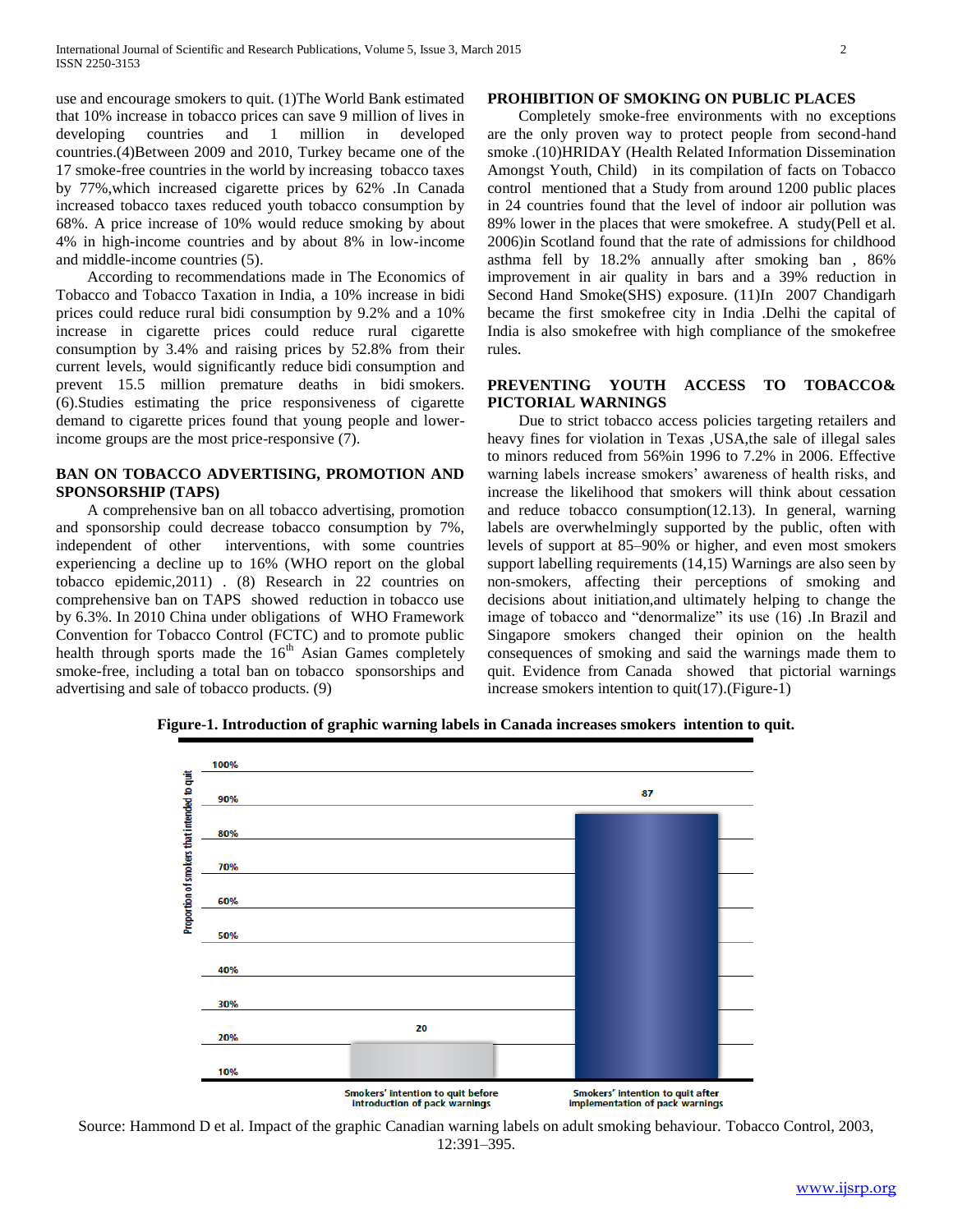use and encourage smokers to quit. (1)The World Bank estimated that 10% increase in tobacco prices can save 9 million of lives in developing countries and 1 million in developed countries.(4)Between 2009 and 2010, Turkey became one of the 17 smoke-free countries in the world by increasing tobacco taxes by 77%,which increased cigarette prices by 62% .In Canada increased tobacco taxes reduced youth tobacco consumption by 68%. A price increase of 10% would reduce smoking by about 4% in high-income countries and by about 8% in low-income and middle-income countries (5).

According to recommendations made in The Economics of Tobacco and Tobacco Taxation in India, a 10% increase in bidi prices could reduce rural bidi consumption by 9.2% and a 10% increase in cigarette prices could reduce rural cigarette consumption by 3.4% and raising prices by 52.8% from their current levels, would significantly reduce bidi consumption and prevent 15.5 million premature deaths in bidi smokers. (6).Studies estimating the price responsiveness of cigarette demand to cigarette prices found that young people and lower-income groups are the most price-responsive (7).

## BAN ON TOBACCO ADVERTISING, PROMOTION AND SPONSORSHIP (TAPS)

A comprehensive ban on all tobacco advertising, promotion and sponsorship could decrease tobacco consumption by 7%, independent of other interventions, with some countries experiencing a decline up to 16% (WHO report on the global tobacco epidemic,2011) . (8) Research in 22 countries on comprehensive ban on TAPS showed reduction in tobacco use by 6.3%. In 2010 China under obligations of WHO Framework Convention for Tobacco Control (FCTC) and to promote public health through sports made the 16th Asian Games completely smoke-free, including a total ban on tobacco sponsorships and advertising and sale of tobacco products. (9)

## PROHIBITION OF SMOKING ON PUBLIC PLACES

Completely smoke-free environments with no exceptions are the only proven way to protect people from second-hand smoke .(10)HRIDAY (Health Related Information Dissemination Amongst Youth, Child) in its compilation of facts on Tobacco control mentioned that a Study from around 1200 public places in 24 countries found that the level of indoor air pollution was 89% lower in the places that were smokefree. A study(Pell et al. 2006)in Scotland found that the rate of admissions for childhood asthma fell by 18.2% annually after smoking ban , 86% improvement in air quality in bars and a 39% reduction in Second Hand Smoke(SHS) exposure. (11)In 2007 Chandigarh became the first smokefree city in India .Delhi the capital of India is also smokefree with high compliance of the smokefree rules.

## PREVENTING YOUTH ACCESS TO TOBACCO& PICTORIAL WARNINGS

Due to strict tobacco access policies targeting retailers and heavy fines for violation in Texas ,USA,the sale of illegal sales to minors reduced from 56%in 1996 to 7.2% in 2006. Effective warning labels increase smokers' awareness of health risks, and increase the likelihood that smokers will think about cessation and reduce tobacco consumption(12.13). In general, warning labels are overwhelmingly supported by the public, often with levels of support at 85–90% or higher, and even most smokers support labelling requirements (14,15) Warnings are also seen by non-smokers, affecting their perceptions of smoking and decisions about initiation,and ultimately helping to change the image of tobacco and "denormalize" its use (16) .In Brazil and Singapore smokers changed their opinion on the health consequences of smoking and said the warnings made them to quit. Evidence from Canada showed that pictorial warnings increase smokers intention to quit(17).(Figure-1)

**Figure-1. Introduction of graphic warning labels in Canada increases smokers intention to quit.**

| | Proportion of smokers that intended to quit |
|---|---|
| Smokers' intention to quit before introduction of pack warnings | 20 |
| Smokers' intention to quit after implementation of pack warnings | 87 |

Source: Hammond D et al. Impact of the graphic Canadian warning labels on adult smoking behaviour. Tobacco Control, 2003, 12:391–395.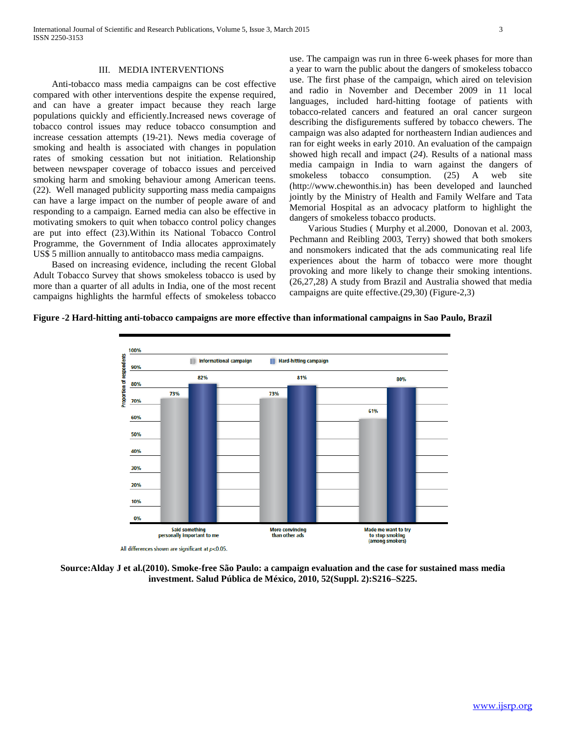## III. MEDIA INTERVENTIONS

Anti-tobacco mass media campaigns can be cost effective compared with other interventions despite the expense required, and can have a greater impact because they reach large populations quickly and efficiently.Increased news coverage of tobacco control issues may reduce tobacco consumption and increase cessation attempts (19-21). News media coverage of smoking and health is associated with changes in population rates of smoking cessation but not initiation. Relationship between newspaper coverage of tobacco issues and perceived smoking harm and smoking behaviour among American teens.(22). Well managed publicity supporting mass media campaigns can have a large impact on the number of people aware of and responding to a campaign. Earned media can also be effective in motivating smokers to quit when tobacco control policy changes are put into effect (23).Within its National Tobacco Control Programme, the Government of India allocates approximately US$ 5 million annually to antitobacco mass media campaigns.

Based on increasing evidence, including the recent Global Adult Tobacco Survey that shows smokeless tobacco is used by more than a quarter of all adults in India, one of the most recent campaigns highlights the harmful effects of smokeless tobacco use. The campaign was run in three 6-week phases for more than a year to warn the public about the dangers of smokeless tobacco use. The first phase of the campaign, which aired on television and radio in November and December 2009 in 11 local languages, included hard-hitting footage of patients with tobacco-related cancers and featured an oral cancer surgeon describing the disfigurements suffered by tobacco chewers. The campaign was also adapted for northeastern Indian audiences and ran for eight weeks in early 2010. An evaluation of the campaign showed high recall and impact (*24*). Results of a national mass media campaign in India to warn against the dangers of smokeless tobacco consumption. (25) A web site (http://www.chewonthis.in) has been developed and launched jointly by the Ministry of Health and Family Welfare and Tata Memorial Hospital as an advocacy platform to highlight the dangers of smokeless tobacco products.

Various Studies ( Murphy et al.2000, Donovan et al. 2003, Pechmann and Reibling 2003, Terry) showed that both smokers and nonsmokers indicated that the ads communicating real life experiences about the harm of tobacco were more thought provoking and more likely to change their smoking intentions. (26,27,28) A study from Brazil and Australia showed that media campaigns are quite effective.(29,30) (Figure-2,3)

**Figure -2 Hard-hitting anti-tobacco campaigns are more effective than informational campaigns in Sao Paulo, Brazil**

| Proportion of respondents | Informational campaign | Hard-hitting campaign |
|---|---|---|
| Said something personally important to me | 73% | 82% |
| More convincing than other ads | 73% | 81% |
| Made me want to try to stop smoking (among smokers) | 61% | 80% |

All differences shown are significant at $p<0.05$.

**Source:Alday J et al.(2010). Smoke-free São Paulo: a campaign evaluation and the case for sustained mass media investment. Salud Pública de México, 2010, 52(Suppl. 2):S216–S225.**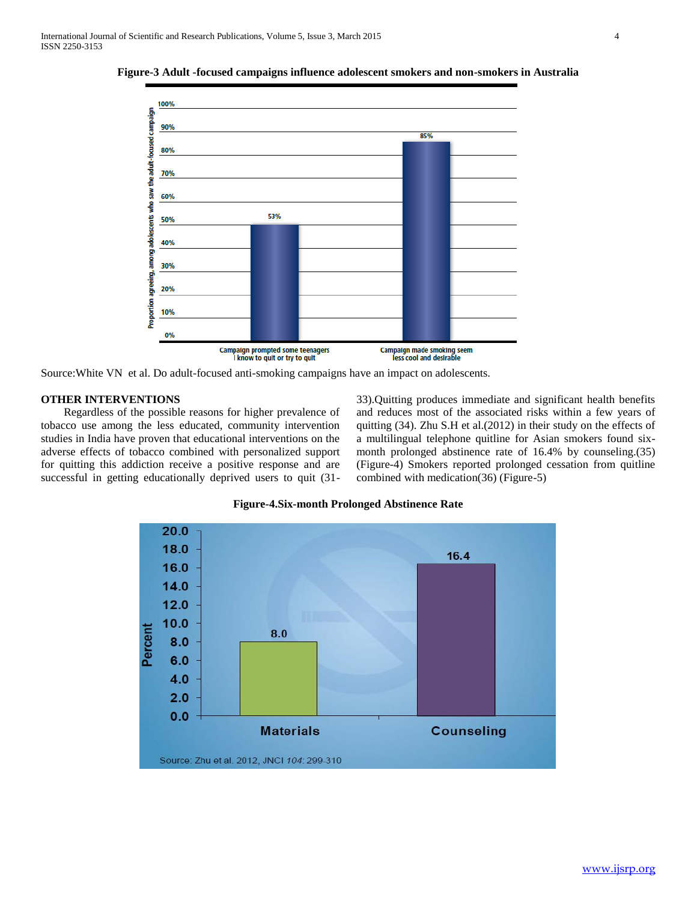**Figure-3 Adult -focused campaigns influence adolescent smokers and non-smokers in Australia**

Source:White VN et al. Do adult-focused anti-smoking campaigns have an impact on adolescents.

## OTHER INTERVENTIONS

Regardless of the possible reasons for higher prevalence of tobacco use among the less educated, community intervention studies in India have proven that educational interventions on the adverse effects of tobacco combined with personalized support for quitting this addiction receive a positive response and are successful in getting educationally deprived users to quit (31-33).Quitting produces immediate and significant health benefits and reduces most of the associated risks within a few years of quitting (34). Zhu S.H et al.(2012) in their study on the effects of a multilingual telephone quitline for Asian smokers found six-month prolonged abstinence rate of 16.4% by counseling.(35) (Figure-4) Smokers reported prolonged cessation from quitline combined with medication(36) (Figure-5)

**Figure-4.Six-month Prolonged Abstinence Rate**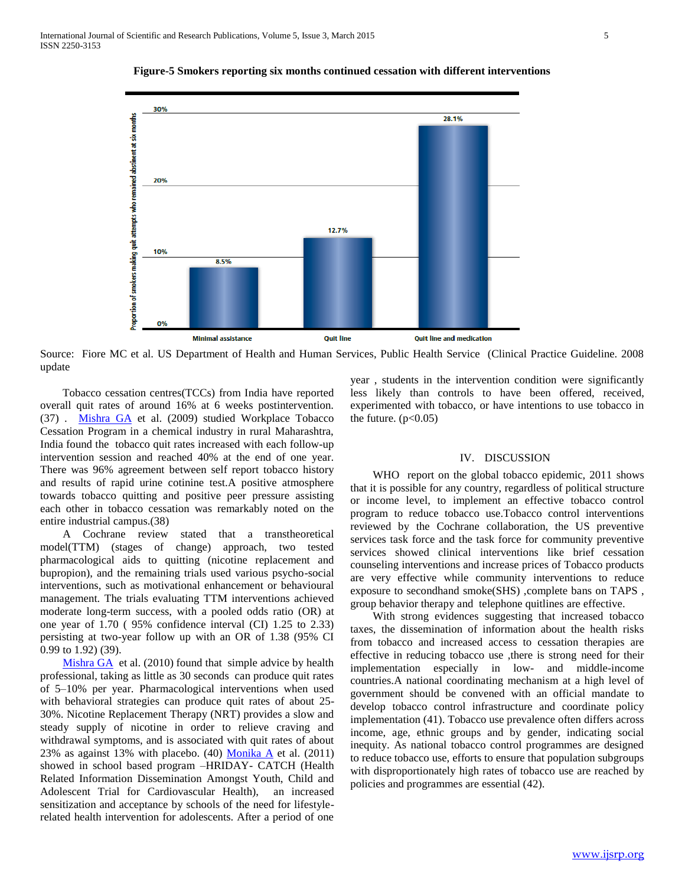**Figure-5 Smokers reporting six months continued cessation with different interventions**

Source: Fiore MC et al. US Department of Health and Human Services, Public Health Service (Clinical Practice Guideline. 2008 update

Tobacco cessation centres(TCCs) from India have reported overall quit rates of around 16% at 6 weeks postintervention. (37) . Mishra GA et al. (2009) studied Workplace Tobacco Cessation Program in a chemical industry in rural Maharashtra, India found the tobacco quit rates increased with each follow-up intervention session and reached 40% at the end of one year. There was 96% agreement between self report tobacco history and results of rapid urine cotinine test.A positive atmosphere towards tobacco quitting and positive peer pressure assisting each other in tobacco cessation was remarkably noted on the entire industrial campus.(38)

A Cochrane review stated that a transtheoretical model(TTM) (stages of change) approach, two tested pharmacological aids to quitting (nicotine replacement and bupropion), and the remaining trials used various psycho-social interventions, such as motivational enhancement or behavioural management. The trials evaluating TTM interventions achieved moderate long-term success, with a pooled odds ratio (OR) at one year of 1.70 ( 95% confidence interval (CI) 1.25 to 2.33) persisting at two-year follow up with an OR of 1.38 (95% CI 0.99 to 1.92) (39).

Mishra GA et al. (2010) found that simple advice by health professional, taking as little as 30 seconds can produce quit rates of 5–10% per year. Pharmacological interventions when used with behavioral strategies can produce quit rates of about 25-30%. Nicotine Replacement Therapy (NRT) provides a slow and steady supply of nicotine in order to relieve craving and withdrawal symptoms, and is associated with quit rates of about 23% as against 13% with placebo. (40) Monika A et al. (2011) showed in school based program –HRIDAY- CATCH (Health Related Information Dissemination Amongst Youth, Child and Adolescent Trial for Cardiovascular Health), an increased sensitization and acceptance by schools of the need for lifestyle-related health intervention for adolescents. After a period of one year , students in the intervention condition were significantly less likely than controls to have been offered, received, experimented with tobacco, or have intentions to use tobacco in the future. ($p<0.05$)

## IV. DISCUSSION

WHO report on the global tobacco epidemic, 2011 shows that it is possible for any country, regardless of political structure or income level, to implement an effective tobacco control program to reduce tobacco use.Tobacco control interventions reviewed by the Cochrane collaboration, the US preventive services task force and the task force for community preventive services showed clinical interventions like brief cessation counseling interventions and increase prices of Tobacco products are very effective while community interventions to reduce exposure to secondhand smoke(SHS) ,complete bans on TAPS , group behavior therapy and telephone quitlines are effective.

With strong evidences suggesting that increased tobacco taxes, the dissemination of information about the health risks from tobacco and increased access to cessation therapies are effective in reducing tobacco use ,there is strong need for their implementation especially in low- and middle-income countries.A national coordinating mechanism at a high level of government should be convened with an official mandate to develop tobacco control infrastructure and coordinate policy implementation (41). Tobacco use prevalence often differs across income, age, ethnic groups and by gender, indicating social inequity. As national tobacco control programmes are designed to reduce tobacco use, efforts to ensure that population subgroups with disproportionately high rates of tobacco use are reached by policies and programmes are essential (42).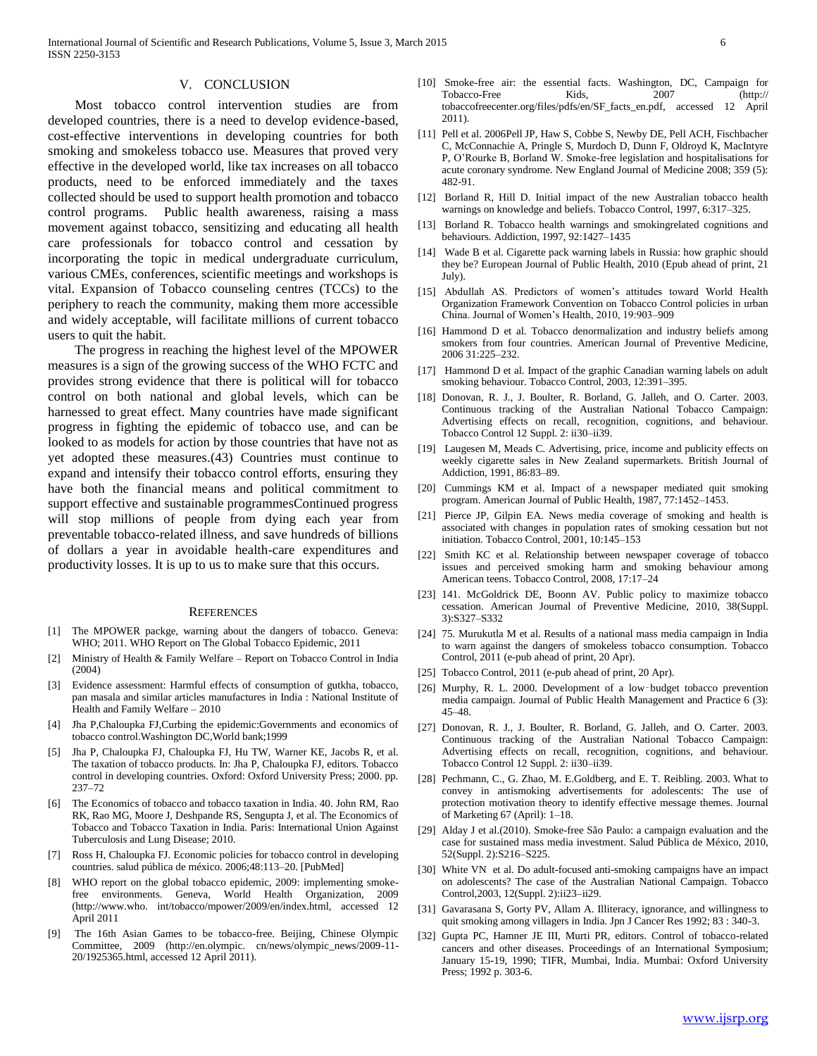## V. CONCLUSION

Most tobacco control intervention studies are from developed countries, there is a need to develop evidence-based, cost-effective interventions in developing countries for both smoking and smokeless tobacco use. Measures that proved very effective in the developed world, like tax increases on all tobacco products, need to be enforced immediately and the taxes collected should be used to support health promotion and tobacco control programs. Public health awareness, raising a mass movement against tobacco, sensitizing and educating all health care professionals for tobacco control and cessation by incorporating the topic in medical undergraduate curriculum, various CMEs, conferences, scientific meetings and workshops is vital. Expansion of Tobacco counseling centres (TCCs) to the periphery to reach the community, making them more accessible and widely acceptable, will facilitate millions of current tobacco users to quit the habit.

The progress in reaching the highest level of the MPOWER measures is a sign of the growing success of the WHO FCTC and provides strong evidence that there is political will for tobacco control on both national and global levels, which can be harnessed to great effect. Many countries have made significant progress in fighting the epidemic of tobacco use, and can be looked to as models for action by those countries that have not as yet adopted these measures.(43) Countries must continue to expand and intensify their tobacco control efforts, ensuring they have both the financial means and political commitment to support effective and sustainable programmesContinued progress will stop millions of people from dying each year from preventable tobacco-related illness, and save hundreds of billions of dollars a year in avoidable health-care expenditures and productivity losses. It is up to us to make sure that this occurs.

## REFERENCES

[1] The MPOWER packge, warning about the dangers of tobacco. Geneva: WHO; 2011. WHO Report on The Global Tobacco Epidemic, 2011

[2] Ministry of Health & Family Welfare – Report on Tobacco Control in India (2004)

[3] Evidence assessment: Harmful effects of consumption of gutkha, tobacco, pan masala and similar articles manufactures in India : National Institute of Health and Family Welfare – 2010

[4] Jha P,Chaloupka FJ,Curbing the epidemic:Governments and economics of tobacco control.Washington DC,World bank;1999

[5] Jha P, Chaloupka FJ, Chaloupka FJ, Hu TW, Warner KE, Jacobs R, et al. The taxation of tobacco products. In: Jha P, Chaloupka FJ, editors. Tobacco control in developing countries. Oxford: Oxford University Press; 2000. pp. 237–72

[6] The Economics of tobacco and tobacco taxation in India. 40. John RM, Rao RK, Rao MG, Moore J, Deshpande RS, Sengupta J, et al. The Economics of Tobacco and Tobacco Taxation in India. Paris: International Union Against Tuberculosis and Lung Disease; 2010.

[7] Ross H, Chaloupka FJ. Economic policies for tobacco control in developing countries. salud pública de méxico. 2006;48:113–20. [PubMed]

[8] WHO report on the global tobacco epidemic, 2009: implementing smoke-free environments. Geneva, World Health Organization, 2009 (http://www.who. int/tobacco/mpower/2009/en/index.html, accessed 12 April 2011

[9] The 16th Asian Games to be tobacco-free. Beijing, Chinese Olympic Committee, 2009 (http://en.olympic. cn/news/olympic_news/2009-11-20/1925365.html, accessed 12 April 2011).

[10] Smoke-free air: the essential facts. Washington, DC, Campaign for Tobacco-Free Kids, 2007 (http:// tobaccofreecenter.org/files/pdfs/en/SF_facts_en.pdf, accessed 12 April 2011).

[11] Pell et al. 2006Pell JP, Haw S, Cobbe S, Newby DE, Pell ACH, Fischbacher C, McConnachie A, Pringle S, Murdoch D, Dunn F, Oldroyd K, MacIntyre P, O'Rourke B, Borland W. Smoke-free legislation and hospitalisations for acute coronary syndrome. New England Journal of Medicine 2008; 359 (5): 482-91.

[12] Borland R, Hill D. Initial impact of the new Australian tobacco health warnings on knowledge and beliefs. Tobacco Control, 1997, 6:317–325.

[13] Borland R. Tobacco health warnings and smokingrelated cognitions and behaviours. Addiction, 1997, 92:1427–1435

[14] Wade B et al. Cigarette pack warning labels in Russia: how graphic should they be? European Journal of Public Health, 2010 (Epub ahead of print, 21 July).

[15] Abdullah AS. Predictors of women's attitudes toward World Health Organization Framework Convention on Tobacco Control policies in urban China. Journal of Women's Health, 2010, 19:903–909

[16] Hammond D et al. Tobacco denormalization and industry beliefs among smokers from four countries. American Journal of Preventive Medicine, 2006 31:225–232.

[17] Hammond D et al. Impact of the graphic Canadian warning labels on adult smoking behaviour. Tobacco Control, 2003, 12:391–395.

[18] Donovan, R. J., J. Boulter, R. Borland, G. Jalleh, and O. Carter. 2003. Continuous tracking of the Australian National Tobacco Campaign: Advertising effects on recall, recognition, cognitions, and behaviour. Tobacco Control 12 Suppl. 2: ii30–ii39.

[19] Laugesen M, Meads C. Advertising, price, income and publicity effects on weekly cigarette sales in New Zealand supermarkets. British Journal of Addiction, 1991, 86:83–89.

[20] Cummings KM et al. Impact of a newspaper mediated quit smoking program. American Journal of Public Health, 1987, 77:1452–1453.

[21] Pierce JP, Gilpin EA. News media coverage of smoking and health is associated with changes in population rates of smoking cessation but not initiation. Tobacco Control, 2001, 10:145–153

[22] Smith KC et al. Relationship between newspaper coverage of tobacco issues and perceived smoking harm and smoking behaviour among American teens. Tobacco Control, 2008, 17:17–24

[23] 141. McGoldrick DE, Boonn AV. Public policy to maximize tobacco cessation. American Journal of Preventive Medicine, 2010, 38(Suppl. 3):S327–S332

[24] 75. Murukutla M et al. Results of a national mass media campaign in India to warn against the dangers of smokeless tobacco consumption. Tobacco Control, 2011 (e-pub ahead of print, 20 Apr).

[25] Tobacco Control, 2011 (e-pub ahead of print, 20 Apr).

[26] Murphy, R. L. 2000. Development of a low-budget tobacco prevention media campaign. Journal of Public Health Management and Practice 6 (3): 45–48.

[27] Donovan, R. J., J. Boulter, R. Borland, G. Jalleh, and O. Carter. 2003. Continuous tracking of the Australian National Tobacco Campaign: Advertising effects on recall, recognition, cognitions, and behaviour. Tobacco Control 12 Suppl. 2: ii30–ii39.

[28] Pechmann, C., G. Zhao, M. E.Goldberg, and E. T. Reibling. 2003. What to convey in antismoking advertisements for adolescents: The use of protection motivation theory to identify effective message themes. Journal of Marketing 67 (April): 1–18.

[29] Alday J et al.(2010). Smoke-free São Paulo: a campaign evaluation and the case for sustained mass media investment. Salud Pública de México, 2010, 52(Suppl. 2):S216–S225.

[30] White VN et al. Do adult-focused anti-smoking campaigns have an impact on adolescents? The case of the Australian National Campaign. Tobacco Control,2003, 12(Suppl. 2):ii23–ii29.

[31] Gavarasana S, Gorty PV, Allam A. Illiteracy, ignorance, and willingness to quit smoking among villagers in India. Jpn J Cancer Res 1992; 83 : 340-3.

[32] Gupta PC, Hamner JE III, Murti PR, editors. Control of tobacco-related cancers and other diseases. Proceedings of an International Symposium; January 15-19, 1990; TIFR, Mumbai, India. Mumbai: Oxford University Press; 1992 p. 303-6.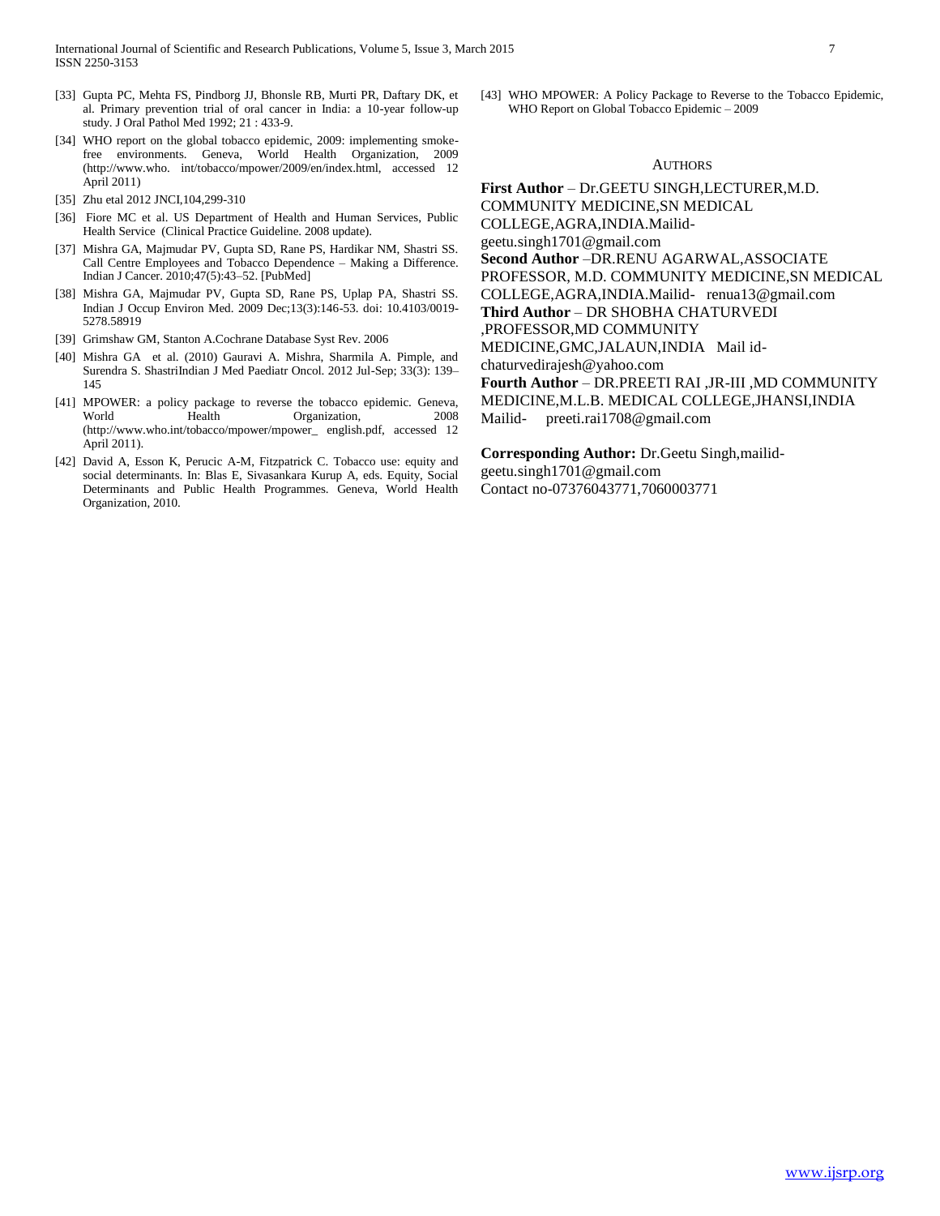[33] Gupta PC, Mehta FS, Pindborg JJ, Bhonsle RB, Murti PR, Daftary DK, et al. Primary prevention trial of oral cancer in India: a 10-year follow-up study. J Oral Pathol Med 1992; 21 : 433-9.

[34] WHO report on the global tobacco epidemic, 2009: implementing smoke-free environments. Geneva, World Health Organization, 2009 (http://www.who. int/tobacco/mpower/2009/en/index.html, accessed 12 April 2011)

[35] Zhu etal 2012 JNCI,104,299-310

[36] Fiore MC et al. US Department of Health and Human Services, Public Health Service (Clinical Practice Guideline. 2008 update).

[37] Mishra GA, Majmudar PV, Gupta SD, Rane PS, Hardikar NM, Shastri SS. Call Centre Employees and Tobacco Dependence – Making a Difference. Indian J Cancer. 2010;47(5):43–52. [PubMed]

[38] Mishra GA, Majmudar PV, Gupta SD, Rane PS, Uplap PA, Shastri SS. Indian J Occup Environ Med. 2009 Dec;13(3):146-53. doi: 10.4103/0019-5278.58919

[39] Grimshaw GM, Stanton A.Cochrane Database Syst Rev. 2006

[40] Mishra GA et al. (2010) Gauravi A. Mishra, Sharmila A. Pimple, and Surendra S. ShastriIndian J Med Paediatr Oncol. 2012 Jul-Sep; 33(3): 139–145

[41] MPOWER: a policy package to reverse the tobacco epidemic. Geneva, World Health Organization, 2008 (http://www.who.int/tobacco/mpower/mpower_ english.pdf, accessed 12 April 2011).

[42] David A, Esson K, Perucic A-M, Fitzpatrick C. Tobacco use: equity and social determinants. In: Blas E, Sivasankara Kurup A, eds. Equity, Social Determinants and Public Health Programmes. Geneva, World Health Organization, 2010.

[43] WHO MPOWER: A Policy Package to Reverse to the Tobacco Epidemic, WHO Report on Global Tobacco Epidemic – 2009

## AUTHORS

**First Author** – Dr.GEETU SINGH,LECTURER,M.D. COMMUNITY MEDICINE,SN MEDICAL COLLEGE,AGRA,INDIA.Mailid- geetu.singh1701@gmail.com

**Second Author** –DR.RENU AGARWAL,ASSOCIATE PROFESSOR, M.D. COMMUNITY MEDICINE,SN MEDICAL COLLEGE,AGRA,INDIA.Mailid- renua13@gmail.com

**Third Author** – DR SHOBHA CHATURVEDI ,PROFESSOR,MD COMMUNITY MEDICINE,GMC,JALAUN,INDIA Mail id- chaturvedirajesh@yahoo.com

**Fourth Author** – DR.PREETI RAI ,JR-III ,MD COMMUNITY MEDICINE,M.L.B. MEDICAL COLLEGE,JHANSI,INDIA Mailid- preeti.rai1708@gmail.com

**Corresponding Author:** Dr.Geetu Singh,mailid- geetu.singh1701@gmail.com
Contact no-07376043771,7060003771